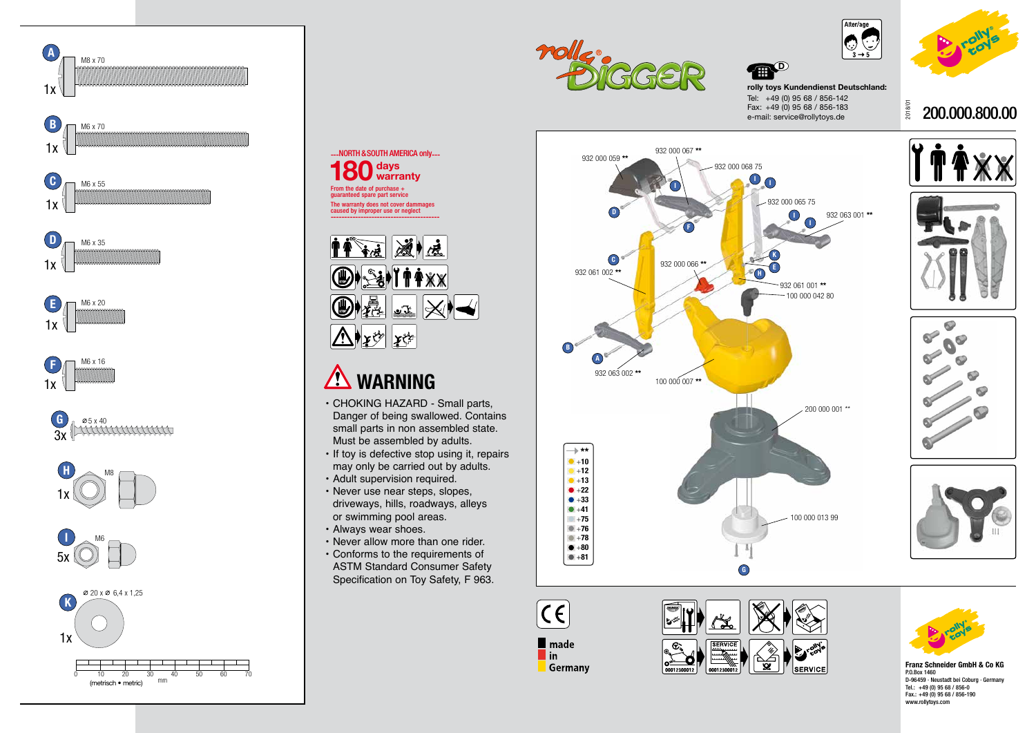## Hardware

| | Part | Size | Qty |
|---|---|---|---|
| A | Screw | M8 x 70 | 1x |
| B | Screw | M6 x 70 | 1x |
| C | Screw | M6 x 55 | 1x |
| D | Screw | M6 x 35 | 1x |
| E | Screw | M6 x 20 | 1x |
| F | Screw | M6 x 16 | 1x |
| G | Screw | ⌀5 x 40 | 3x |
| H | Nut | M8 | 1x |
| I | Nut | M6 | 5x |
| K | Washer | ⌀ 20 x ⌀ 6,4 x 1,25 | 1x |

0 10 20 30 40 50 60 70 mm (metrisch • metric)

---NORTH & SOUTH AMERICA only---

**180 days warranty**

From the date of purchase + guaranteed spare part service

The warranty does not cover dammages caused by improper use or neglect

# ⚠ WARNING

- CHOKING HAZARD - Small parts, Danger of being swallowed. Contains small parts in non assembled state. Must be assembled by adults.
- If toy is defective stop using it, repairs may only be carried out by adults.
- Adult supervision required.
- Never use near steps, slopes, driveways, hills, roadways, alleys or swimming pool areas.
- Always wear shoes.
- Never allow more than one rider.
- Conforms to the requirements of ASTM Standard Consumer Safety Specification on Toy Safety, F 963.

# rolly DIGGER

Alter/age 3 → 5

**rolly toys Kundendienst Deutschland:**

Tel: +49 (0) 95 68 / 856-142

Fax: +49 (0) 95 68 / 856-183

e-mail: service@rollytoys.de

2018/01

**200.000.800.00**

## Spare parts

- 932 000 059 **
- 932 000 067 **
- 932 000 068 75
- 932 000 065 75
- 932 063 001 **
- 932 000 066 **
- 932 061 002 **
- 932 061 001 **
- 100 000 042 80
- 932 063 002 **
- 100 000 007 **
- 200 000 001 **
- 100 000 013 99

| → ** |
|---|
| +10 |
| +12 |
| +13 |
| +22 |
| +33 |
| +41 |
| +75 |
| +76 |
| +78 |
| +80 |
| +81 |

CE

made in Germany

SERVICE 00012300012

**Franz Schneider GmbH & Co KG**

P.O.Box 1460

D-96459 · Neustadt bei Coburg · Germany

Tel.: +49 (0) 95 68 / 856-0

Fax.: +49 (0) 95 68 / 856-190

www.rollytoys.com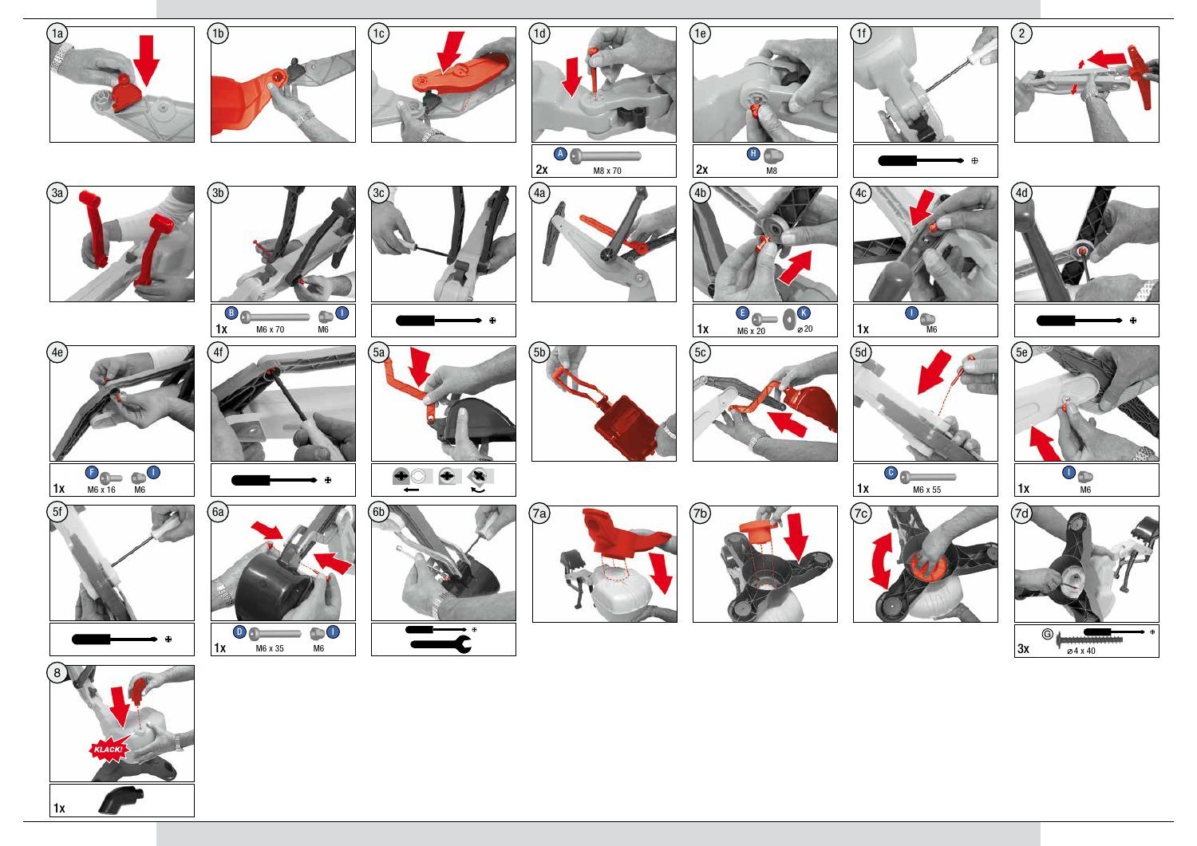1a

1b

1c

1d

A 2x M8 x 70

1e

H 2x M8

1f

2

3a

3b

B I 1x M6 x 70 M6

3c

4a

4b

E K 1x M6 x 20 ⌀ 20

4c

I 1x M6

4d

4e

F I 1x M6 x 16 M6

4f

5a

5b

5c

5d

C 1x M6 x 55

5e

I 1x M6

5f

6a

D I 1x M6 x 35 M6

6b

7a

7b

7c

7d

G 3x ⌀ 4 x 40

8

KLACK!

1x